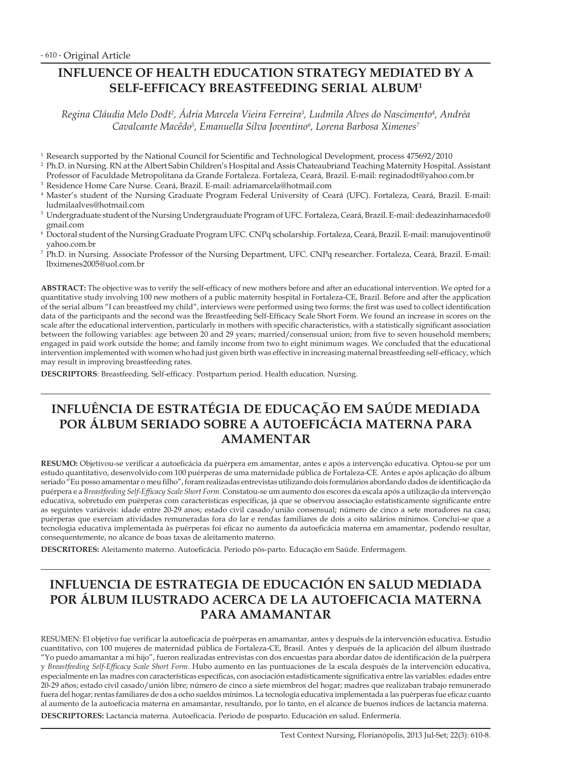# INFLUENCE OF HEALTH EDUCATION STRATEGY MEDIATED BY A SELF-EFFICACY BREASTFEEDING SERIAL ALBUM[1]

*Regina Cláudia Melo Dodt[2], Ádria Marcela Vieira Ferreira[3], Ludmila Alves do Nascimento[4], Andréa Cavalcante Macêdo[5], Emanuella Silva Joventino[6], Lorena Barbosa Ximenes[7]*

[1] Research supported by the National Council for Scientific and Technological Development, process 475692/2010
[2] Ph.D. in Nursing. RN at the Albert Sabin Children's Hospital and Assis Chateaubriand Teaching Maternity Hospital. Assistant Professor of Faculdade Metropolitana da Grande Fortaleza. Fortaleza, Ceará, Brazil. E-mail: reginadodt@yahoo.com.br
[3] Residence Home Care Nurse. Ceará, Brazil. E-mail: adriamarcela@hotmail.com
[4] Master's student of the Nursing Graduate Program Federal University of Ceará (UFC). Fortaleza, Ceará, Brazil. E-mail: ludmilaalves@hotmail.com
[5] Undergraduate student of the Nursing Undergrauduate Program of UFC. Fortaleza, Ceará, Brazil. E-mail: dedeazinhamacedo@gmail.com
[6] Doctoral student of the Nursing Graduate Program UFC. CNPq scholarship. Fortaleza, Ceará, Brazil. E-mail: manujoventino@yahoo.com.br
[7] Ph.D. in Nursing. Associate Professor of the Nursing Department, UFC. CNPq researcher. Fortaleza, Ceará, Brazil. E-mail: lbximenes2005@uol.com.br

**ABSTRACT:** The objective was to verify the self-efficacy of new mothers before and after an educational intervention. We opted for a quantitative study involving 100 new mothers of a public maternity hospital in Fortaleza-CE, Brazil. Before and after the application of the serial album "I can breastfeed my child", interviews were performed using two forms: the first was used to collect identification data of the participants and the second was the Breastfeeding Self-Efficacy Scale Short Form. We found an increase in scores on the scale after the educational intervention, particularly in mothers with specific characteristics, with a statistically significant association between the following variables: age between 20 and 29 years; married/consensual union; from five to seven household members; engaged in paid work outside the home; and family income from two to eight minimum wages. We concluded that the educational intervention implemented with women who had just given birth was effective in increasing maternal breastfeeding self-efficacy, which may result in improving breastfeeding rates.

**DESCRIPTORS**: Breastfeeding. Self-efficacy. Postpartum period. Health education. Nursing.

# INFLUÊNCIA DE ESTRATÉGIA DE EDUCAÇÃO EM SAÚDE MEDIADA POR ÁLBUM SERIADO SOBRE A AUTOEFICÁCIA MATERNA PARA AMAMENTAR

**RESUMO:** Objetivou-se verificar a autoeficácia da puérpera em amamentar, antes e após a intervenção educativa. Optou-se por um estudo quantitativo, desenvolvido com 100 puérperas de uma maternidade pública de Fortaleza-CE. Antes e após aplicação do álbum seriado "Eu posso amamentar o meu filho", foram realizadas entrevistas utilizando dois formulários abordando dados de identificação da puérpera e a *Breastfeeding Self-Efficacy Scale Short Form*. Constatou-se um aumento dos escores da escala após a utilização da intervenção educativa, sobretudo em puérperas com características específicas, já que se observou associação estatisticamente significante entre as seguintes variáveis: idade entre 20-29 anos; estado civil casado/união consensual; número de cinco a sete moradores na casa; puérperas que exerciam atividades remuneradas fora do lar e rendas familiares de dois a oito salários mínimos. Conclui-se que a tecnologia educativa implementada às puérperas foi eficaz no aumento da autoeficácia materna em amamentar, podendo resultar, consequentemente, no alcance de boas taxas de aleitamento materno.

**DESCRITORES:** Aleitamento materno. Autoeficácia. Período pós-parto. Educação em Saúde. Enfermagem.

# INFLUENCIA DE ESTRATEGIA DE EDUCACIÓN EN SALUD MEDIADA POR ÁLBUM ILUSTRADO ACERCA DE LA AUTOEFICACIA MATERNA PARA AMAMANTAR

RESUMEN: El objetivo fue verificar la autoeficacia de puérperas en amamantar, antes y después de la intervención educativa. Estudio cuantitativo, con 100 mujeres de maternidad pública de Fortaleza-CE, Brasil. Antes y después de la aplicación del álbum ilustrado "Yo puedo amamantar a mi hijo", fueron realizadas entrevistas con dos encuestas para abordar datos de identificación de la puérpera y *Breastfeeding Self-Efficacy Scale Short Form*. Hubo aumento en las puntuaciones de la escala después de la intervención educativa, especialmente en las madres con características específicas, con asociación estadísticamente significativa entre las variables: edades entre 20-29 años; estado civil casado/unión libre; número de cinco a siete miembros del hogar; madres que realizaban trabajo remunerado fuera del hogar; rentas familiares de dos a ocho sueldos mínimos. La tecnología educativa implementada a las puérperas fue eficaz cuanto al aumento de la autoeficacia materna en amamantar, resultando, por lo tanto, en el alcance de buenos índices de lactancia materna.

**DESCRIPTORES:** Lactancia materna. Autoeficacia. Periodo de posparto. Educación en salud. Enfermería.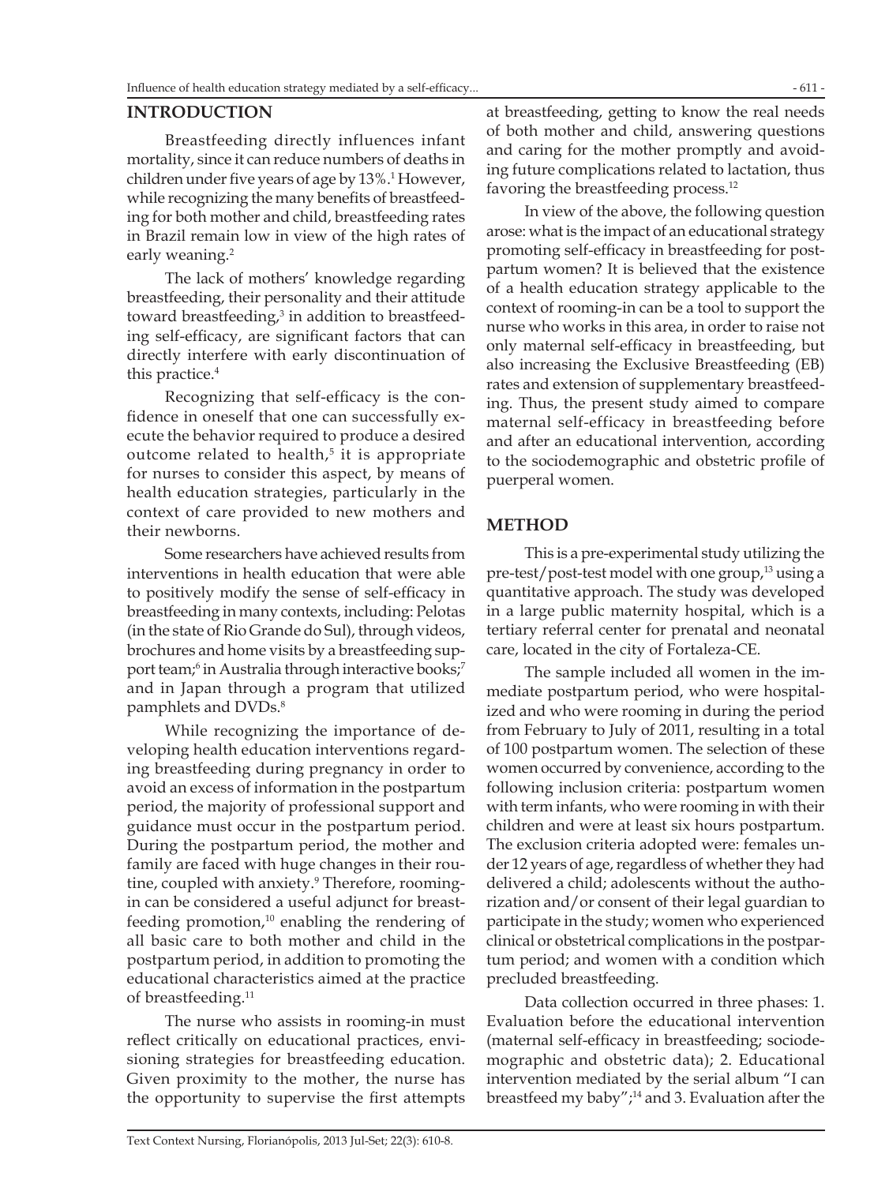## INTRODUCTION

Breastfeeding directly influences infant mortality, since it can reduce numbers of deaths in children under five years of age by 13%.[1] However, while recognizing the many benefits of breastfeeding for both mother and child, breastfeeding rates in Brazil remain low in view of the high rates of early weaning.[2]

The lack of mothers' knowledge regarding breastfeeding, their personality and their attitude toward breastfeeding,[3] in addition to breastfeeding self-efficacy, are significant factors that can directly interfere with early discontinuation of this practice.[4]

Recognizing that self-efficacy is the confidence in oneself that one can successfully execute the behavior required to produce a desired outcome related to health,[5] it is appropriate for nurses to consider this aspect, by means of health education strategies, particularly in the context of care provided to new mothers and their newborns.

Some researchers have achieved results from interventions in health education that were able to positively modify the sense of self-efficacy in breastfeeding in many contexts, including: Pelotas (in the state of Rio Grande do Sul), through videos, brochures and home visits by a breastfeeding support team;[6] in Australia through interactive books;[7] and in Japan through a program that utilized pamphlets and DVDs.[8]

While recognizing the importance of developing health education interventions regarding breastfeeding during pregnancy in order to avoid an excess of information in the postpartum period, the majority of professional support and guidance must occur in the postpartum period. During the postpartum period, the mother and family are faced with huge changes in their routine, coupled with anxiety.[9] Therefore, rooming-in can be considered a useful adjunct for breastfeeding promotion,[10] enabling the rendering of all basic care to both mother and child in the postpartum period, in addition to promoting the educational characteristics aimed at the practice of breastfeeding.[11]

The nurse who assists in rooming-in must reflect critically on educational practices, envisioning strategies for breastfeeding education. Given proximity to the mother, the nurse has the opportunity to supervise the first attempts at breastfeeding, getting to know the real needs of both mother and child, answering questions and caring for the mother promptly and avoiding future complications related to lactation, thus favoring the breastfeeding process.[12]

In view of the above, the following question arose: what is the impact of an educational strategy promoting self-efficacy in breastfeeding for postpartum women? It is believed that the existence of a health education strategy applicable to the context of rooming-in can be a tool to support the nurse who works in this area, in order to raise not only maternal self-efficacy in breastfeeding, but also increasing the Exclusive Breastfeeding (EB) rates and extension of supplementary breastfeeding. Thus, the present study aimed to compare maternal self-efficacy in breastfeeding before and after an educational intervention, according to the sociodemographic and obstetric profile of puerperal women.

## METHOD

This is a pre-experimental study utilizing the pre-test/post-test model with one group,[13] using a quantitative approach. The study was developed in a large public maternity hospital, which is a tertiary referral center for prenatal and neonatal care, located in the city of Fortaleza-CE.

The sample included all women in the immediate postpartum period, who were hospitalized and who were rooming in during the period from February to July of 2011, resulting in a total of 100 postpartum women. The selection of these women occurred by convenience, according to the following inclusion criteria: postpartum women with term infants, who were rooming in with their children and were at least six hours postpartum. The exclusion criteria adopted were: females under 12 years of age, regardless of whether they had delivered a child; adolescents without the authorization and/or consent of their legal guardian to participate in the study; women who experienced clinical or obstetrical complications in the postpartum period; and women with a condition which precluded breastfeeding.

Data collection occurred in three phases: 1. Evaluation before the educational intervention (maternal self-efficacy in breastfeeding; sociodemographic and obstetric data); 2. Educational intervention mediated by the serial album "I can breastfeed my baby";[14] and 3. Evaluation after the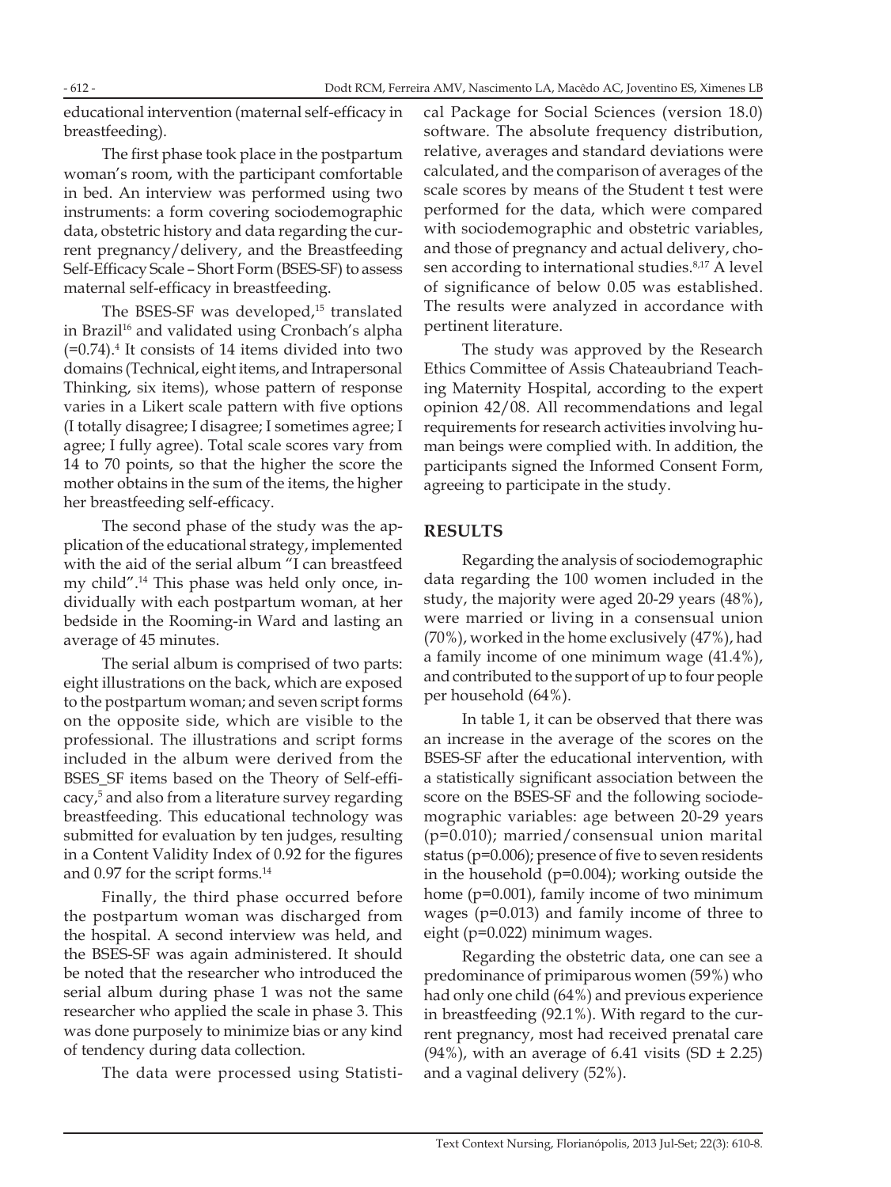educational intervention (maternal self-efficacy in breastfeeding).

The first phase took place in the postpartum woman's room, with the participant comfortable in bed. An interview was performed using two instruments: a form covering sociodemographic data, obstetric history and data regarding the current pregnancy/delivery, and the Breastfeeding Self-Efficacy Scale – Short Form (BSES-SF) to assess maternal self-efficacy in breastfeeding.

The BSES-SF was developed,[15] translated in Brazil[16] and validated using Cronbach's alpha (=0.74).[4] It consists of 14 items divided into two domains (Technical, eight items, and Intrapersonal Thinking, six items), whose pattern of response varies in a Likert scale pattern with five options (I totally disagree; I disagree; I sometimes agree; I agree; I fully agree). Total scale scores vary from 14 to 70 points, so that the higher the score the mother obtains in the sum of the items, the higher her breastfeeding self-efficacy.

The second phase of the study was the application of the educational strategy, implemented with the aid of the serial album "I can breastfeed my child".[14] This phase was held only once, individually with each postpartum woman, at her bedside in the Rooming-in Ward and lasting an average of 45 minutes.

The serial album is comprised of two parts: eight illustrations on the back, which are exposed to the postpartum woman; and seven script forms on the opposite side, which are visible to the professional. The illustrations and script forms included in the album were derived from the BSES_SF items based on the Theory of Self-efficacy,[5] and also from a literature survey regarding breastfeeding. This educational technology was submitted for evaluation by ten judges, resulting in a Content Validity Index of 0.92 for the figures and 0.97 for the script forms.[14]

Finally, the third phase occurred before the postpartum woman was discharged from the hospital. A second interview was held, and the BSES-SF was again administered. It should be noted that the researcher who introduced the serial album during phase 1 was not the same researcher who applied the scale in phase 3. This was done purposely to minimize bias or any kind of tendency during data collection.

The data were processed using Statistical Package for Social Sciences (version 18.0) software. The absolute frequency distribution, relative, averages and standard deviations were calculated, and the comparison of averages of the scale scores by means of the Student t test were performed for the data, which were compared with sociodemographic and obstetric variables, and those of pregnancy and actual delivery, chosen according to international studies.[8,17] A level of significance of below 0.05 was established. The results were analyzed in accordance with pertinent literature.

The study was approved by the Research Ethics Committee of Assis Chateaubriand Teaching Maternity Hospital, according to the expert opinion 42/08. All recommendations and legal requirements for research activities involving human beings were complied with. In addition, the participants signed the Informed Consent Form, agreeing to participate in the study.

## RESULTS

Regarding the analysis of sociodemographic data regarding the 100 women included in the study, the majority were aged 20-29 years (48%), were married or living in a consensual union (70%), worked in the home exclusively (47%), had a family income of one minimum wage (41.4%), and contributed to the support of up to four people per household (64%).

In table 1, it can be observed that there was an increase in the average of the scores on the BSES-SF after the educational intervention, with a statistically significant association between the score on the BSES-SF and the following sociodemographic variables: age between 20-29 years ($p=0.010$); married/consensual union marital status ($p=0.006$); presence of five to seven residents in the household ($p=0.004$); working outside the home ($p=0.001$), family income of two minimum wages ($p=0.013$) and family income of three to eight ($p=0.022$) minimum wages.

Regarding the obstetric data, one can see a predominance of primiparous women (59%) who had only one child (64%) and previous experience in breastfeeding (92.1%). With regard to the current pregnancy, most had received prenatal care (94%), with an average of 6.41 visits (SD ± 2.25) and a vaginal delivery (52%).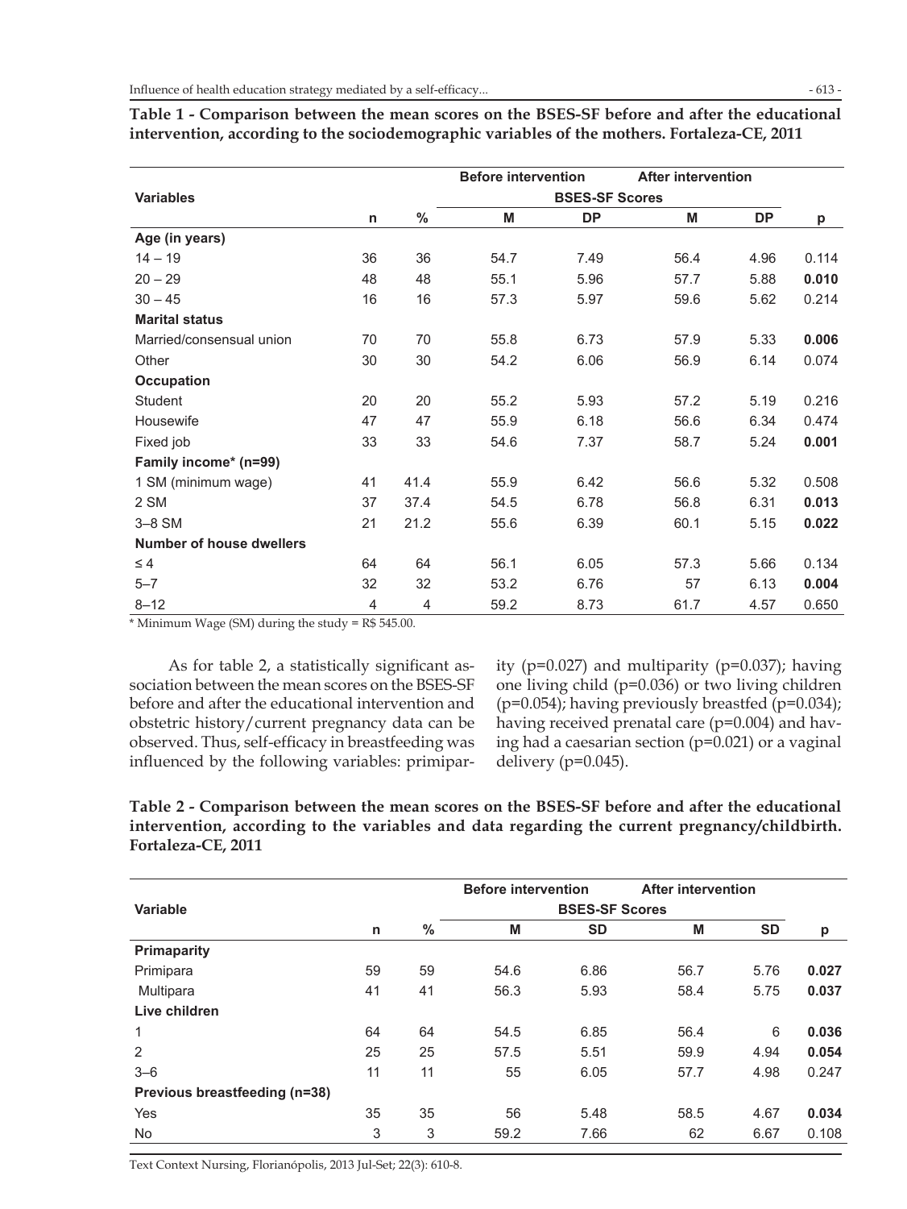**Table 1 - Comparison between the mean scores on the BSES-SF before and after the educational intervention, according to the sociodemographic variables of the mothers. Fortaleza-CE, 2011**

| Variables | | | Before intervention | | After intervention | | |
|---|---|---|---|---|---|---|---|
| | | | BSES-SF Scores | | | | |
| | n | % | M | DP | M | DP | p |
| **Age (in years)** | | | | | | | |
| 14 – 19 | 36 | 36 | 54.7 | 7.49 | 56.4 | 4.96 | 0.114 |
| 20 – 29 | 48 | 48 | 55.1 | 5.96 | 57.7 | 5.88 | **0.010** |
| 30 – 45 | 16 | 16 | 57.3 | 5.97 | 59.6 | 5.62 | 0.214 |
| **Marital status** | | | | | | | |
| Married/consensual union | 70 | 70 | 55.8 | 6.73 | 57.9 | 5.33 | **0.006** |
| Other | 30 | 30 | 54.2 | 6.06 | 56.9 | 6.14 | 0.074 |
| **Occupation** | | | | | | | |
| Student | 20 | 20 | 55.2 | 5.93 | 57.2 | 5.19 | 0.216 |
| Housewife | 47 | 47 | 55.9 | 6.18 | 56.6 | 6.34 | 0.474 |
| Fixed job | 33 | 33 | 54.6 | 7.37 | 58.7 | 5.24 | **0.001** |
| **Family income\* (n=99)** | | | | | | | |
| 1 SM (minimum wage) | 41 | 41.4 | 55.9 | 6.42 | 56.6 | 5.32 | 0.508 |
| 2 SM | 37 | 37.4 | 54.5 | 6.78 | 56.8 | 6.31 | **0.013** |
| 3–8 SM | 21 | 21.2 | 55.6 | 6.39 | 60.1 | 5.15 | **0.022** |
| **Number of house dwellers** | | | | | | | |
| ≤ 4 | 64 | 64 | 56.1 | 6.05 | 57.3 | 5.66 | 0.134 |
| 5–7 | 32 | 32 | 53.2 | 6.76 | 57 | 6.13 | **0.004** |
| 8–12 | 4 | 4 | 59.2 | 8.73 | 61.7 | 4.57 | 0.650 |

\* Minimum Wage (SM) during the study = R$ 545.00.

As for table 2, a statistically significant association between the mean scores on the BSES-SF before and after the educational intervention and obstetric history/current pregnancy data can be observed. Thus, self-efficacy in breastfeeding was influenced by the following variables: primiparity (p=0.027) and multiparity (p=0.037); having one living child (p=0.036) or two living children (p=0.054); having previously breastfed (p=0.034); having received prenatal care (p=0.004) and having had a caesarian section (p=0.021) or a vaginal delivery (p=0.045).

**Table 2 - Comparison between the mean scores on the BSES-SF before and after the educational intervention, according to the variables and data regarding the current pregnancy/childbirth. Fortaleza-CE, 2011**

| Variable | | | Before intervention | | After intervention | | |
|---|---|---|---|---|---|---|---|
| | | | BSES-SF Scores | | | | |
| | n | % | M | SD | M | SD | p |
| **Primaparity** | | | | | | | |
| Primipara | 59 | 59 | 54.6 | 6.86 | 56.7 | 5.76 | **0.027** |
| Multipara | 41 | 41 | 56.3 | 5.93 | 58.4 | 5.75 | **0.037** |
| **Live children** | | | | | | | |
| 1 | 64 | 64 | 54.5 | 6.85 | 56.4 | 6 | **0.036** |
| 2 | 25 | 25 | 57.5 | 5.51 | 59.9 | 4.94 | **0.054** |
| 3–6 | 11 | 11 | 55 | 6.05 | 57.7 | 4.98 | 0.247 |
| **Previous breastfeeding (n=38)** | | | | | | | |
| Yes | 35 | 35 | 56 | 5.48 | 58.5 | 4.67 | **0.034** |
| No | 3 | 3 | 59.2 | 7.66 | 62 | 6.67 | 0.108 |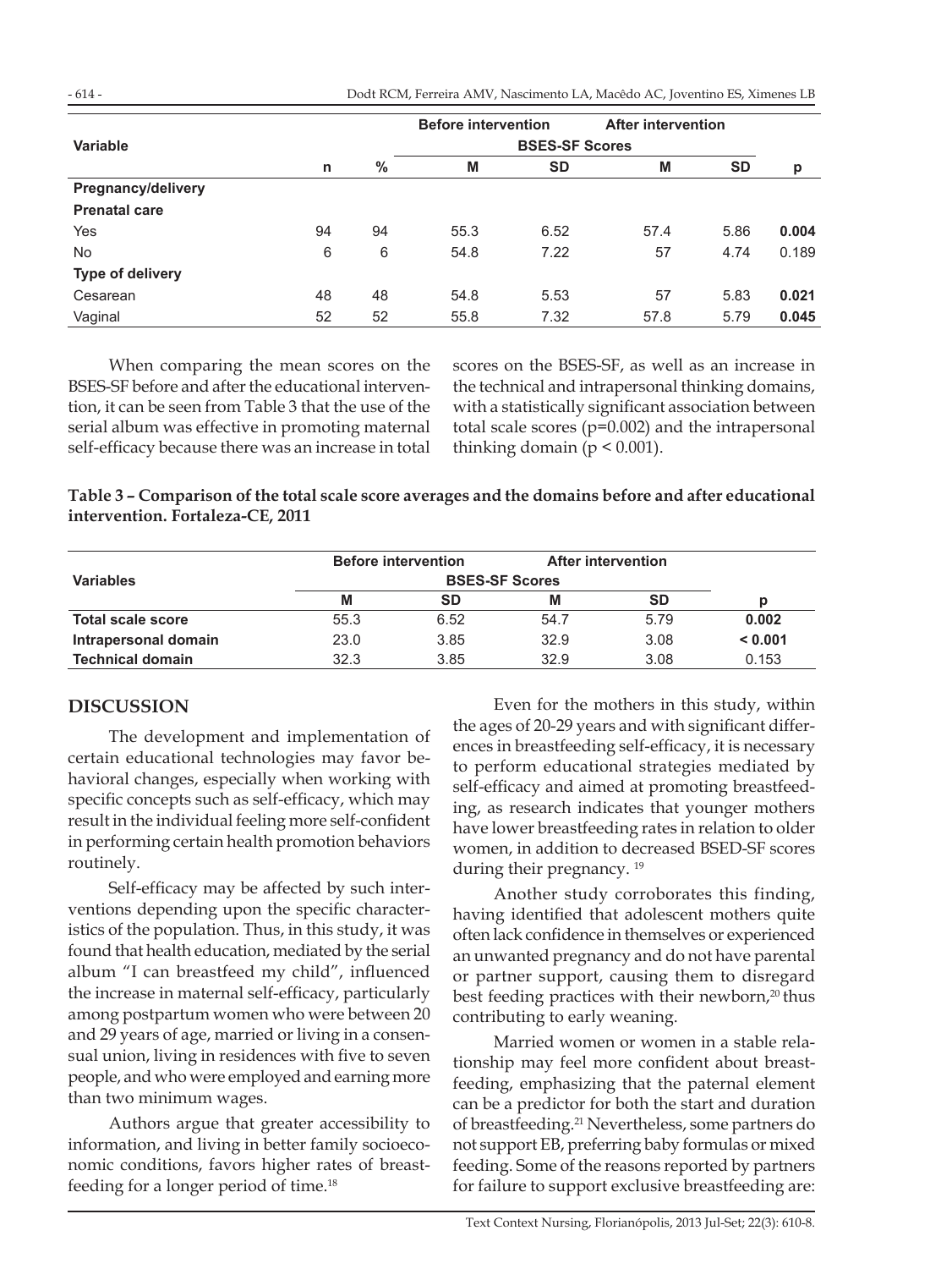| Variable | n | % | Before intervention | | After intervention | | p |
|---|---|---|---|---|---|---|---|
| | | | BSES-SF Scores | | | | |
| | | | M | SD | M | SD | |
| **Pregnancy/delivery** | | | | | | | |
| **Prenatal care** | | | | | | | |
| Yes | 94 | 94 | 55.3 | 6.52 | 57.4 | 5.86 | **0.004** |
| No | 6 | 6 | 54.8 | 7.22 | 57 | 4.74 | 0.189 |
| **Type of delivery** | | | | | | | |
| Cesarean | 48 | 48 | 54.8 | 5.53 | 57 | 5.83 | **0.021** |
| Vaginal | 52 | 52 | 55.8 | 7.32 | 57.8 | 5.79 | **0.045** |

When comparing the mean scores on the BSES-SF before and after the educational intervention, it can be seen from Table 3 that the use of the serial album was effective in promoting maternal self-efficacy because there was an increase in total scores on the BSES-SF, as well as an increase in the technical and intrapersonal thinking domains, with a statistically significant association between total scale scores ($p=0.002$) and the intrapersonal thinking domain ($p < 0.001$).

**Table 3 – Comparison of the total scale score averages and the domains before and after educational intervention. Fortaleza-CE, 2011**

| Variables | Before intervention | | After intervention | | p |
|---|---|---|---|---|---|
| | BSES-SF Scores | | | | |
| | M | SD | M | SD | |
| **Total scale score** | 55.3 | 6.52 | 54.7 | 5.79 | **0.002** |
| **Intrapersonal domain** | 23.0 | 3.85 | 32.9 | 3.08 | **< 0.001** |
| **Technical domain** | 32.3 | 3.85 | 32.9 | 3.08 | 0.153 |

## DISCUSSION

The development and implementation of certain educational technologies may favor behavioral changes, especially when working with specific concepts such as self-efficacy, which may result in the individual feeling more self-confident in performing certain health promotion behaviors routinely.

Self-efficacy may be affected by such interventions depending upon the specific characteristics of the population. Thus, in this study, it was found that health education, mediated by the serial album "I can breastfeed my child", influenced the increase in maternal self-efficacy, particularly among postpartum women who were between 20 and 29 years of age, married or living in a consensual union, living in residences with five to seven people, and who were employed and earning more than two minimum wages.

Authors argue that greater accessibility to information, and living in better family socioeconomic conditions, favors higher rates of breastfeeding for a longer period of time.[18]

Even for the mothers in this study, within the ages of 20-29 years and with significant differences in breastfeeding self-efficacy, it is necessary to perform educational strategies mediated by self-efficacy and aimed at promoting breastfeeding, as research indicates that younger mothers have lower breastfeeding rates in relation to older women, in addition to decreased BSED-SF scores during their pregnancy. [19]

Another study corroborates this finding, having identified that adolescent mothers quite often lack confidence in themselves or experienced an unwanted pregnancy and do not have parental or partner support, causing them to disregard best feeding practices with their newborn,[20] thus contributing to early weaning.

Married women or women in a stable relationship may feel more confident about breastfeeding, emphasizing that the paternal element can be a predictor for both the start and duration of breastfeeding.[21] Nevertheless, some partners do not support EB, preferring baby formulas or mixed feeding. Some of the reasons reported by partners for failure to support exclusive breastfeeding are: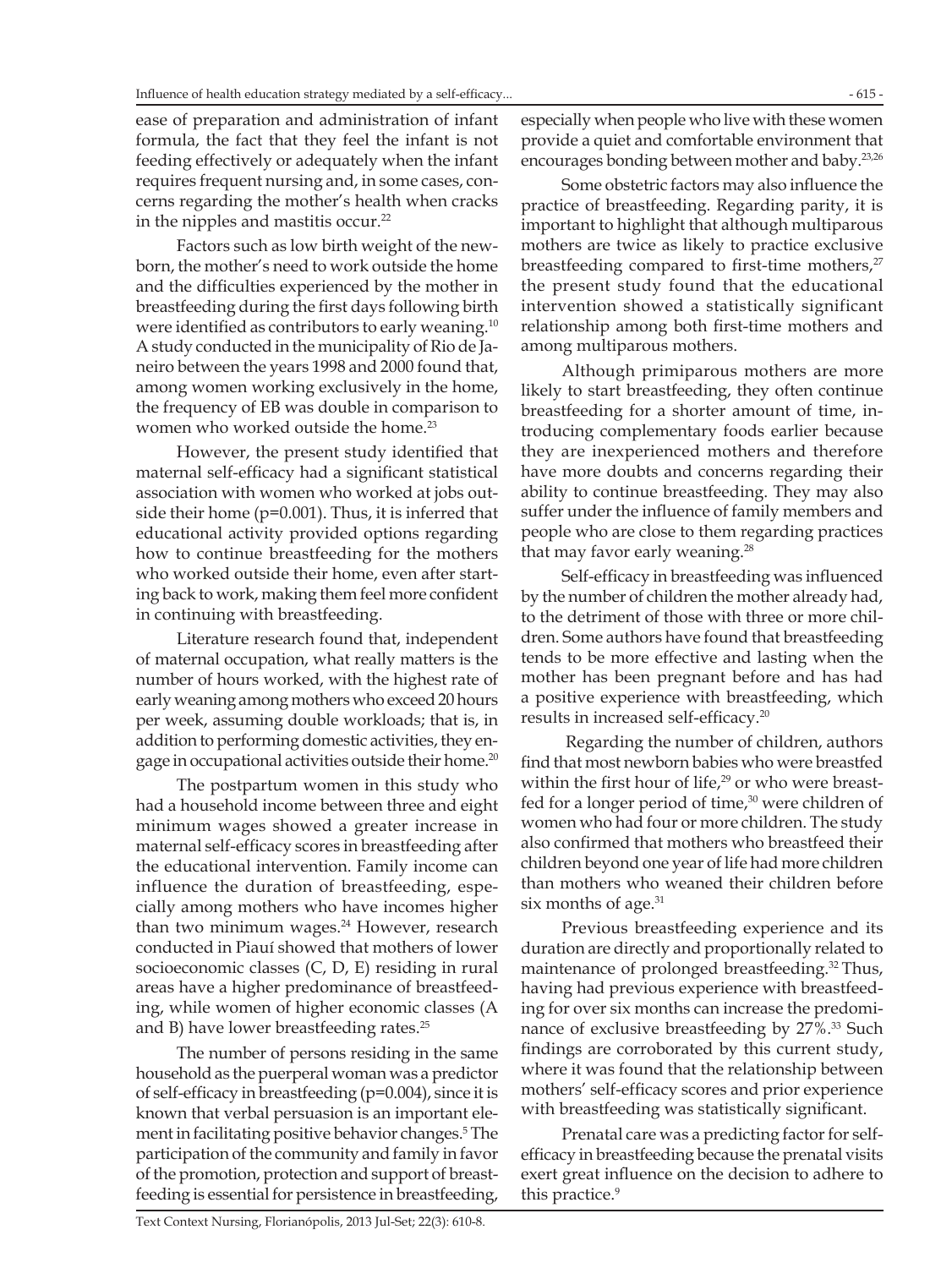ease of preparation and administration of infant formula, the fact that they feel the infant is not feeding effectively or adequately when the infant requires frequent nursing and, in some cases, concerns regarding the mother's health when cracks in the nipples and mastitis occur.[22]

Factors such as low birth weight of the newborn, the mother's need to work outside the home and the difficulties experienced by the mother in breastfeeding during the first days following birth were identified as contributors to early weaning.[10] A study conducted in the municipality of Rio de Janeiro between the years 1998 and 2000 found that, among women working exclusively in the home, the frequency of EB was double in comparison to women who worked outside the home.[23]

However, the present study identified that maternal self-efficacy had a significant statistical association with women who worked at jobs outside their home (p=0.001). Thus, it is inferred that educational activity provided options regarding how to continue breastfeeding for the mothers who worked outside their home, even after starting back to work, making them feel more confident in continuing with breastfeeding.

Literature research found that, independent of maternal occupation, what really matters is the number of hours worked, with the highest rate of early weaning among mothers who exceed 20 hours per week, assuming double workloads; that is, in addition to performing domestic activities, they engage in occupational activities outside their home.[20]

The postpartum women in this study who had a household income between three and eight minimum wages showed a greater increase in maternal self-efficacy scores in breastfeeding after the educational intervention. Family income can influence the duration of breastfeeding, especially among mothers who have incomes higher than two minimum wages.[24] However, research conducted in Piauí showed that mothers of lower socioeconomic classes (C, D, E) residing in rural areas have a higher predominance of breastfeeding, while women of higher economic classes (A and B) have lower breastfeeding rates.[25]

The number of persons residing in the same household as the puerperal woman was a predictor of self-efficacy in breastfeeding (p=0.004), since it is known that verbal persuasion is an important element in facilitating positive behavior changes.[5] The participation of the community and family in favor of the promotion, protection and support of breastfeeding is essential for persistence in breastfeeding, especially when people who live with these women provide a quiet and comfortable environment that encourages bonding between mother and baby.[23,26]

Some obstetric factors may also influence the practice of breastfeeding. Regarding parity, it is important to highlight that although multiparous mothers are twice as likely to practice exclusive breastfeeding compared to first-time mothers,[27] the present study found that the educational intervention showed a statistically significant relationship among both first-time mothers and among multiparous mothers.

Although primiparous mothers are more likely to start breastfeeding, they often continue breastfeeding for a shorter amount of time, introducing complementary foods earlier because they are inexperienced mothers and therefore have more doubts and concerns regarding their ability to continue breastfeeding. They may also suffer under the influence of family members and people who are close to them regarding practices that may favor early weaning.[28]

Self-efficacy in breastfeeding was influenced by the number of children the mother already had, to the detriment of those with three or more children. Some authors have found that breastfeeding tends to be more effective and lasting when the mother has been pregnant before and has had a positive experience with breastfeeding, which results in increased self-efficacy.[20]

Regarding the number of children, authors find that most newborn babies who were breastfed within the first hour of life,[29] or who were breastfed for a longer period of time,[30] were children of women who had four or more children. The study also confirmed that mothers who breastfeed their children beyond one year of life had more children than mothers who weaned their children before six months of age.[31]

Previous breastfeeding experience and its duration are directly and proportionally related to maintenance of prolonged breastfeeding.[32] Thus, having had previous experience with breastfeeding for over six months can increase the predominance of exclusive breastfeeding by 27%.[33] Such findings are corroborated by this current study, where it was found that the relationship between mothers' self-efficacy scores and prior experience with breastfeeding was statistically significant.

Prenatal care was a predicting factor for self-efficacy in breastfeeding because the prenatal visits exert great influence on the decision to adhere to this practice.[9]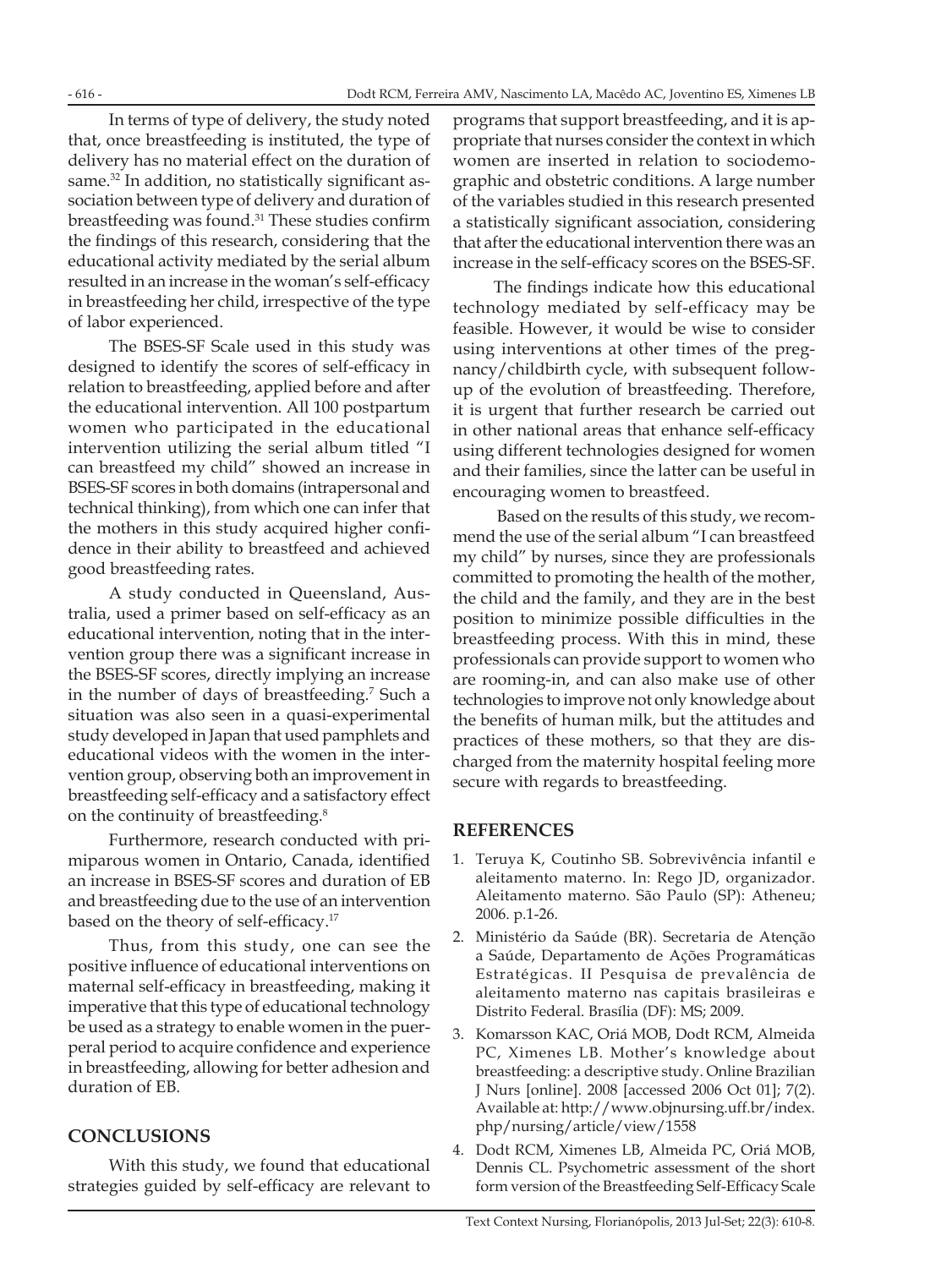In terms of type of delivery, the study noted that, once breastfeeding is instituted, the type of delivery has no material effect on the duration of same.[32] In addition, no statistically significant association between type of delivery and duration of breastfeeding was found.[31] These studies confirm the findings of this research, considering that the educational activity mediated by the serial album resulted in an increase in the woman's self-efficacy in breastfeeding her child, irrespective of the type of labor experienced.

The BSES-SF Scale used in this study was designed to identify the scores of self-efficacy in relation to breastfeeding, applied before and after the educational intervention. All 100 postpartum women who participated in the educational intervention utilizing the serial album titled "I can breastfeed my child" showed an increase in BSES-SF scores in both domains (intrapersonal and technical thinking), from which one can infer that the mothers in this study acquired higher confidence in their ability to breastfeed and achieved good breastfeeding rates.

A study conducted in Queensland, Australia, used a primer based on self-efficacy as an educational intervention, noting that in the intervention group there was a significant increase in the BSES-SF scores, directly implying an increase in the number of days of breastfeeding.[7] Such a situation was also seen in a quasi-experimental study developed in Japan that used pamphlets and educational videos with the women in the intervention group, observing both an improvement in breastfeeding self-efficacy and a satisfactory effect on the continuity of breastfeeding.[8]

Furthermore, research conducted with primiparous women in Ontario, Canada, identified an increase in BSES-SF scores and duration of EB and breastfeeding due to the use of an intervention based on the theory of self-efficacy.[17]

Thus, from this study, one can see the positive influence of educational interventions on maternal self-efficacy in breastfeeding, making it imperative that this type of educational technology be used as a strategy to enable women in the puerperal period to acquire confidence and experience in breastfeeding, allowing for better adhesion and duration of EB.

## CONCLUSIONS

With this study, we found that educational strategies guided by self-efficacy are relevant to programs that support breastfeeding, and it is appropriate that nurses consider the context in which women are inserted in relation to sociodemographic and obstetric conditions. A large number of the variables studied in this research presented a statistically significant association, considering that after the educational intervention there was an increase in the self-efficacy scores on the BSES-SF.

The findings indicate how this educational technology mediated by self-efficacy may be feasible. However, it would be wise to consider using interventions at other times of the pregnancy/childbirth cycle, with subsequent follow-up of the evolution of breastfeeding. Therefore, it is urgent that further research be carried out in other national areas that enhance self-efficacy using different technologies designed for women and their families, since the latter can be useful in encouraging women to breastfeed.

Based on the results of this study, we recommend the use of the serial album "I can breastfeed my child" by nurses, since they are professionals committed to promoting the health of the mother, the child and the family, and they are in the best position to minimize possible difficulties in the breastfeeding process. With this in mind, these professionals can provide support to women who are rooming-in, and can also make use of other technologies to improve not only knowledge about the benefits of human milk, but the attitudes and practices of these mothers, so that they are discharged from the maternity hospital feeling more secure with regards to breastfeeding.

## REFERENCES

1. Teruya K, Coutinho SB. Sobrevivência infantil e aleitamento materno. In: Rego JD, organizador. Aleitamento materno. São Paulo (SP): Atheneu; 2006. p.1-26.
2. Ministério da Saúde (BR). Secretaria de Atenção a Saúde, Departamento de Ações Programáticas Estratégicas. II Pesquisa de prevalência de aleitamento materno nas capitais brasileiras e Distrito Federal. Brasília (DF): MS; 2009.
3. Komarsson KAC, Oriá MOB, Dodt RCM, Almeida PC, Ximenes LB. Mother's knowledge about breastfeeding: a descriptive study. Online Brazilian J Nurs [online]. 2008 [accessed 2006 Oct 01]; 7(2). Available at: http://www.objnursing.uff.br/index.php/nursing/article/view/1558
4. Dodt RCM, Ximenes LB, Almeida PC, Oriá MOB, Dennis CL. Psychometric assessment of the short form version of the Breastfeeding Self-Efficacy Scale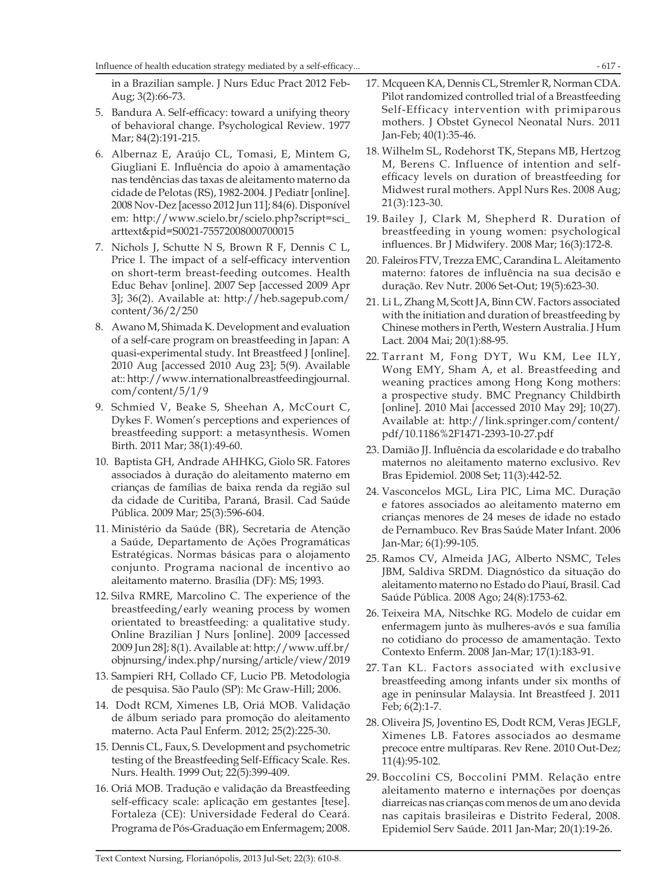in a Brazilian sample. J Nurs Educ Pract 2012 Feb-Aug; 3(2):66-73.

5. Bandura A. Self-efficacy: toward a unifying theory of behavioral change. Psychological Review. 1977 Mar; 84(2):191-215.

6. Albernaz E, Araújo CL, Tomasi, E, Mintem G, Giugliani E. Influência do apoio à amamentação nas tendências das taxas de aleitamento materno da cidade de Pelotas (RS), 1982-2004. J Pediatr [online]. 2008 Nov-Dez [acesso 2012 Jun 11]; 84(6). Disponível em: http://www.scielo.br/scielo.php?script=sci_arttext&pid=S0021-75572008000700015

7. Nichols J, Schutte N S, Brown R F, Dennis C L, Price I. The impact of a self-efficacy intervention on short-term breast-feeding outcomes. Health Educ Behav [online]. 2007 Sep [accessed 2009 Apr 3]; 36(2). Available at: http://heb.sagepub.com/content/36/2/250

8. Awano M, Shimada K. Development and evaluation of a self-care program on breastfeeding in Japan: A quasi-experimental study. Int Breastfeed J [online]. 2010 Aug [accessed 2010 Aug 23]; 5(9). Available at:: http://www.internationalbreastfeedingjournal.com/content/5/1/9

9. Schmied V, Beake S, Sheehan A, McCourt C, Dykes F. Women's perceptions and experiences of breastfeeding support: a metasynthesis. Women Birth. 2011 Mar; 38(1):49-60.

10. Baptista GH, Andrade AHHKG, Giolo SR. Fatores associados à duração do aleitamento materno em crianças de famílias de baixa renda da região sul da cidade de Curitiba, Paraná, Brasil. Cad Saúde Pública. 2009 Mar; 25(3):596-604.

11. Ministério da Saúde (BR), Secretaria de Atenção a Saúde, Departamento de Ações Programáticas Estratégicas. Normas básicas para o alojamento conjunto. Programa nacional de incentivo ao aleitamento materno. Brasília (DF): MS; 1993.

12. Silva RMRE, Marcolino C. The experience of the breastfeeding/early weaning process by women orientated to breastfeeding: a qualitative study. Online Brazilian J Nurs [online]. 2009 [accessed 2009 Jun 28]; 8(1). Available at: http://www.uff.br/objnursing/index.php/nursing/article/view/2019

13. Sampieri RH, Collado CF, Lucio PB. Metodologia de pesquisa. São Paulo (SP): Mc Graw-Hill; 2006.

14. Dodt RCM, Ximenes LB, Oriá MOB. Validação de álbum seriado para promoção do aleitamento materno. Acta Paul Enferm. 2012; 25(2):225-30.

15. Dennis CL, Faux, S. Development and psychometric testing of the Breastfeeding Self-Efficacy Scale. Res. Nurs. Health. 1999 Out; 22(5):399-409.

16. Oriá MOB. Tradução e validação da Breastfeeding self-efficacy scale: aplicação em gestantes [tese]. Fortaleza (CE): Universidade Federal do Ceará. Programa de Pós-Graduação em Enfermagem; 2008.

17. Mcqueen KA, Dennis CL, Stremler R, Norman CDA. Pilot randomized controlled trial of a Breastfeeding Self-Efficacy intervention with primiparous mothers. J Obstet Gynecol Neonatal Nurs. 2011 Jan-Feb; 40(1):35-46.

18. Wilhelm SL, Rodehorst TK, Stepans MB, Hertzog M, Berens C. Influence of intention and self-efficacy levels on duration of breastfeeding for Midwest rural mothers. Appl Nurs Res. 2008 Aug; 21(3):123-30.

19. Bailey J, Clark M, Shepherd R. Duration of breastfeeding in young women: psychological influences. Br J Midwifery. 2008 Mar; 16(3):172-8.

20. Faleiros FTV, Trezza EMC, Carandina L. Aleitamento materno: fatores de influência na sua decisão e duração. Rev Nutr. 2006 Set-Out; 19(5):623-30.

21. Li L, Zhang M, Scott JA, Binn CW. Factors associated with the initiation and duration of breastfeeding by Chinese mothers in Perth, Western Australia. J Hum Lact. 2004 Mai; 20(1):88-95.

22. Tarrant M, Fong DYT, Wu KM, Lee ILY, Wong EMY, Sham A, et al. Breastfeeding and weaning practices among Hong Kong mothers: a prospective study. BMC Pregnancy Childbirth [online]. 2010 Mai [accessed 2010 May 29]; 10(27). Available at: http://link.springer.com/content/pdf/10.1186%2F1471-2393-10-27.pdf

23. Damião JJ. Influência da escolaridade e do trabalho maternos no aleitamento materno exclusivo. Rev Bras Epidemiol. 2008 Set; 11(3):442-52.

24. Vasconcelos MGL, Lira PIC, Lima MC. Duração e fatores associados ao aleitamento materno em crianças menores de 24 meses de idade no estado de Pernambuco. Rev Bras Saúde Mater Infant. 2006 Jan-Mar; 6(1):99-105.

25. Ramos CV, Almeida JAG, Alberto NSMC, Teles JBM, Saldiva SRDM. Diagnóstico da situação do aleitamento materno no Estado do Piauí, Brasil. Cad Saúde Pública. 2008 Ago; 24(8):1753-62.

26. Teixeira MA, Nitschke RG. Modelo de cuidar em enfermagem junto às mulheres-avós e sua família no cotidiano do processo de amamentação. Texto Contexto Enferm. 2008 Jan-Mar; 17(1):183-91.

27. Tan KL. Factors associated with exclusive breastfeeding among infants under six months of age in peninsular Malaysia. Int Breastfeed J. 2011 Feb; 6(2):1-7.

28. Oliveira JS, Joventino ES, Dodt RCM, Veras JEGLF, Ximenes LB. Fatores associados ao desmame precoce entre multíparas. Rev Rene. 2010 Out-Dez; 11(4):95-102.

29. Boccolini CS, Boccolini PMM. Relação entre aleitamento materno e internações por doenças diarreicas nas crianças com menos de um ano devida nas capitais brasileiras e Distrito Federal, 2008. Epidemiol Serv Saúde. 2011 Jan-Mar; 20(1):19-26.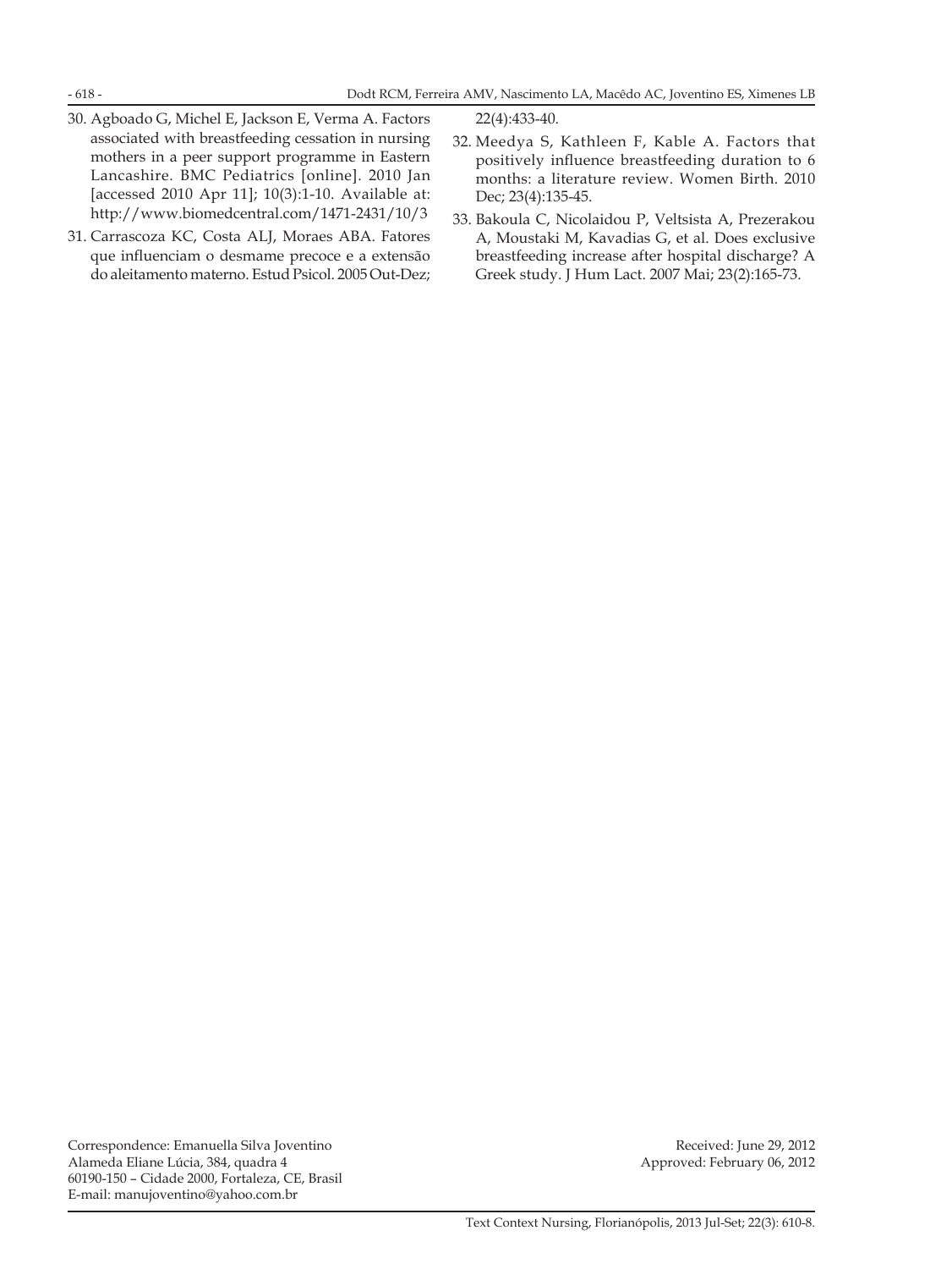30. Agboado G, Michel E, Jackson E, Verma A. Factors associated with breastfeeding cessation in nursing mothers in a peer support programme in Eastern Lancashire. BMC Pediatrics [online]. 2010 Jan [accessed 2010 Apr 11]; 10(3):1-10. Available at: http://www.biomedcentral.com/1471-2431/10/3

31. Carrascoza KC, Costa ALJ, Moraes ABA. Fatores que influenciam o desmame precoce e a extensão do aleitamento materno. Estud Psicol. 2005 Out-Dez; 22(4):433-40.

32. Meedya S, Kathleen F, Kable A. Factors that positively influence breastfeeding duration to 6 months: a literature review. Women Birth. 2010 Dec; 23(4):135-45.

33. Bakoula C, Nicolaidou P, Veltsista A, Prezerakou A, Moustaki M, Kavadias G, et al. Does exclusive breastfeeding increase after hospital discharge? A Greek study. J Hum Lact. 2007 Mai; 23(2):165-73.

Correspondence: Emanuella Silva Joventino
Alameda Eliane Lúcia, 384, quadra 4
60190-150 – Cidade 2000, Fortaleza, CE, Brasil
E-mail: manujoventino@yahoo.com.br

Received: June 29, 2012
Approved: February 06, 2012